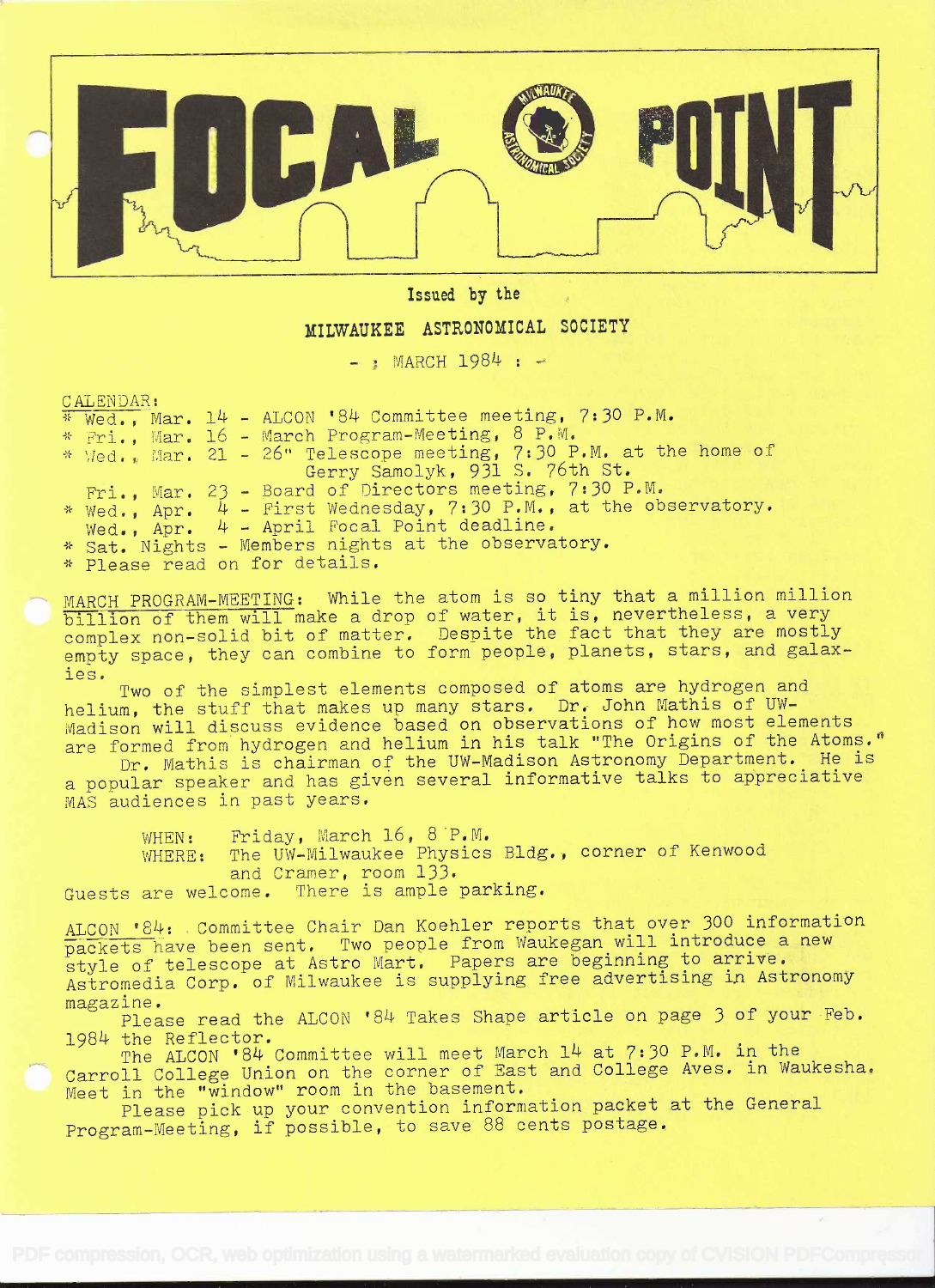# FOCAL POINT

Issued by the

MILWAUKEE ASTRONOMICAL SOCIETY

- : MARCH 1984 : -

CALENDAR:

* Wed., Mar. 14 - ALCON '84 Committee meeting, 7:30 P.M.
* Fri., Mar. 16 - March Program-Meeting, 8 P.M.
* Wed., Mar. 21 - 26" Telescope meeting, 7:30 P.M. at the home of Gerry Samolyk, 931 S. 76th St.
  Fri., Mar. 23 - Board of Directors meeting, 7:30 P.M.
* Wed., Apr. 4 - First Wednesday, 7:30 P.M., at the observatory.
  Wed., Apr. 4 - April Focal Point deadline.
* Sat. Nights - Members nights at the observatory.
* Please read on for details.

MARCH PROGRAM-MEETING: While the atom is so tiny that a million million billion of them will make a drop of water, it is, nevertheless, a very complex non-solid bit of matter. Despite the fact that they are mostly empty space, they can combine to form people, planets, stars, and galaxies.

Two of the simplest elements composed of atoms are hydrogen and helium, the stuff that makes up many stars. Dr. John Mathis of UW-Madison will discuss evidence based on observations of how most elements are formed from hydrogen and helium in his talk "The Origins of the Atoms."

Dr. Mathis is chairman of the UW-Madison Astronomy Department. He is a popular speaker and has given several informative talks to appreciative MAS audiences in past years.

WHEN: Friday, March 16, 8 P.M.
WHERE: The UW-Milwaukee Physics Bldg., corner of Kenwood and Cramer, room 133.

Guests are welcome. There is ample parking.

ALCON '84: Committee Chair Dan Koehler reports that over 300 information packets have been sent. Two people from Waukegan will introduce a new style of telescope at Astro Mart. Papers are beginning to arrive. Astromedia Corp. of Milwaukee is supplying free advertising in Astronomy magazine.

Please read the ALCON '84 Takes Shape article on page 3 of your Feb. 1984 the Reflector.

The ALCON '84 Committee will meet March 14 at 7:30 P.M. in the Carroll College Union on the corner of East and College Aves. in Waukesha. Meet in the "window" room in the basement.

Please pick up your convention information packet at the General Program-Meeting, if possible, to save 88 cents postage.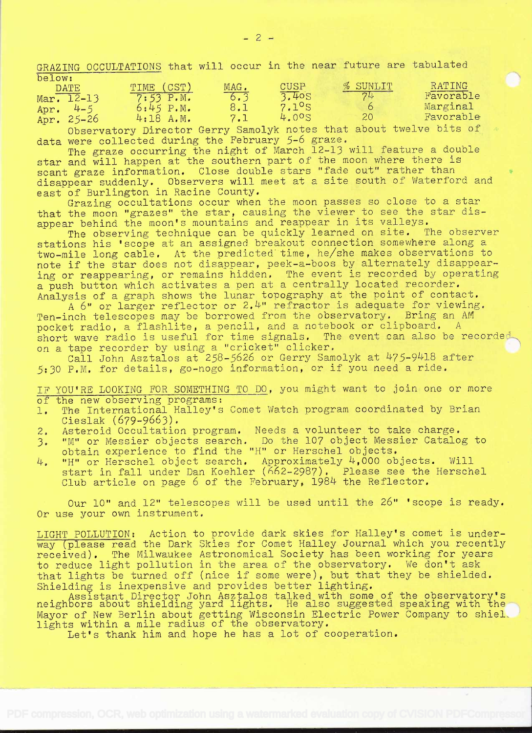**GRAZING OCCULTATIONS** that will occur in the near future are tabulated below:

| DATE | TIME (CST) | MAG. | CUSP | % SUNLIT | RATING |
|---|---|---|---|---|---|
| Mar. 12-13 | 7:53 P.M. | 6.3 | 3.4°S | 74 | Favorable |
| Apr. 4-5 | 6:45 P.M. | 8.1 | 7.1°S | 6 | Marginal |
| Apr. 25-26 | 4:18 A.M. | 7.1 | 4.0°S | 20 | Favorable |

Observatory Director Gerry Samolyk notes that about twelve bits of data were collected during the February 5-6 graze.

The graze occurring the night of March 12-13 will feature a double star and will happen at the southern part of the moon where there is scant graze information. Close double stars "fade out" rather than disappear suddenly. Observers will meet at a site south of Waterford and east of Burlington in Racine County.

Grazing occultations occur when the moon passes so close to a star that the moon "grazes" the star, causing the viewer to see the star disappear behind the moon's mountains and reappear in its valleys.

The observing technique can be quickly learned on site. The observer stations his 'scope at an assigned breakout connection somewhere along a two-mile long cable. At the predicted time, he/she makes observations to note if the star does not disappear, peek-a-boos by alternately disappearing or reappearing, or remains hidden. The event is recorded by operating a push button which activates a pen at a centrally located recorder. Analysis of a graph shows the lunar topography at the point of contact.

A 6" or larger reflector or 2.4" refractor is adequate for viewing. Ten-inch telescopes may be borrowed from the observatory. Bring an AM pocket radio, a flashlite, a pencil, and a notebook or clipboard. A short wave radio is useful for time signals. The event can also be recorded on a tape recorder by using a "cricket" clicker.

Call John Asztalos at 258-5626 or Gerry Samolyk at 475-9418 after 5:30 P.M. for details, go-nogo information, or if you need a ride.

**IF YOU'RE LOOKING FOR SOMETHING TO DO**, you might want to join one or more of the new observing programs:

1. The International Halley's Comet Watch program coordinated by Brian Cieslak (679-9663).
2. Asteroid Occultation program. Needs a volunteer to take charge.
3. "M" or Messier objects search. Do the 107 object Messier Catalog to obtain experience to find the "H" or Herschel objects.
4. "H" or Herschel object search. Approximately 4,000 objects. Will start in fall under Dan Koehler (662-2987). Please see the Herschel Club article on page 6 of the February, 1984 the Reflector.

Our 10" and 12" telescopes will be used until the 26" 'scope is ready. Or use your own instrument.

**LIGHT POLLUTION**: Action to provide dark skies for Halley's comet is underway (please read the Dark Skies for Comet Halley Journal which you recently received). The Milwaukee Astronomical Society has been working for years to reduce light pollution in the area of the observatory. We don't ask that lights be turned off (nice if some were), but that they be shielded. Shielding is inexpensive and provides better lighting.

Assistant Director John Asztalos talked with some of the observatory's neighbors about shielding yard lights. He also suggested speaking with the Mayor of New Berlin about getting Wisconsin Electric Power Company to shield lights within a mile radius of the observatory.

Let's thank him and hope he has a lot of cooperation.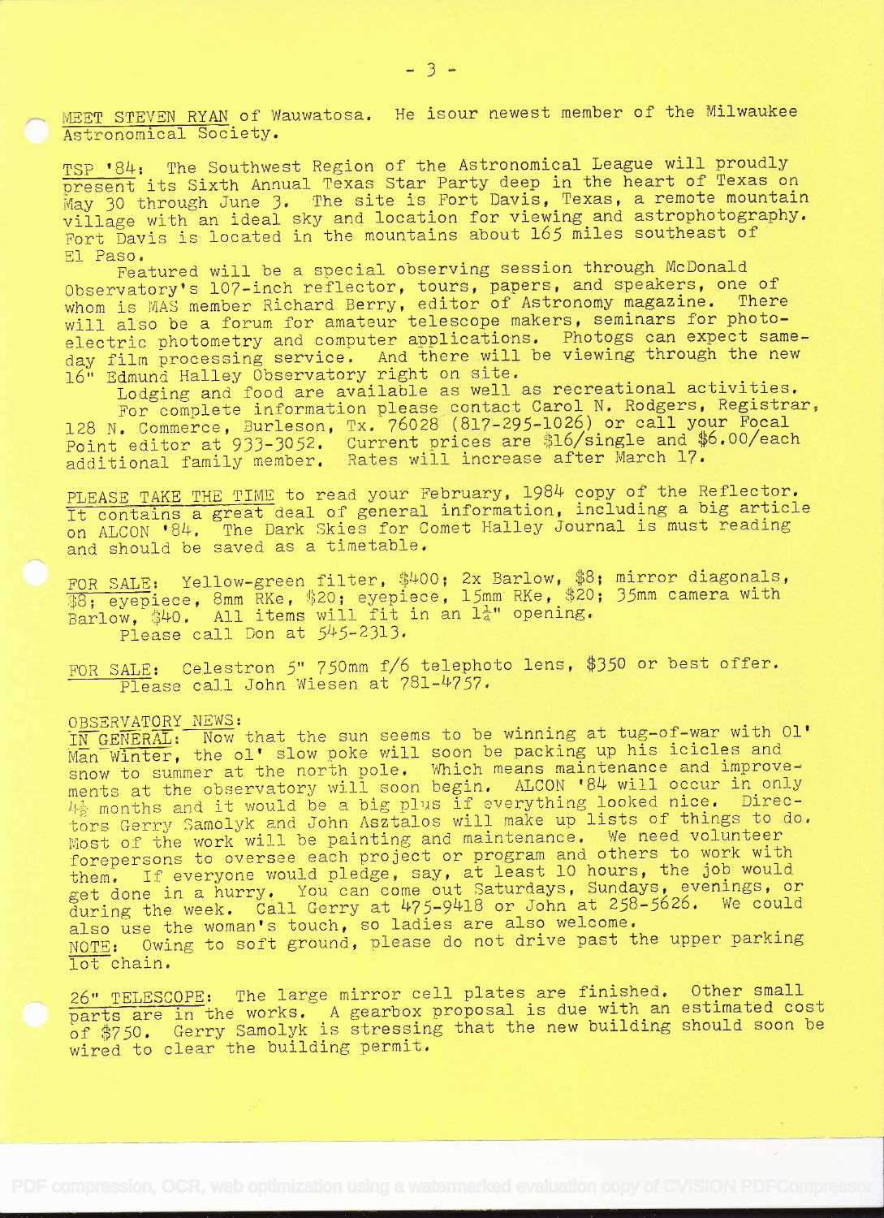MEET STEVEN RYAN of Wauwatosa. He isour newest member of the Milwaukee Astronomical Society.

TSP '84: The Southwest Region of the Astronomical League will proudly present its Sixth Annual Texas Star Party deep in the heart of Texas on May 30 through June 3. The site is Fort Davis, Texas, a remote mountain village with an ideal sky and location for viewing and astrophotography. Fort Davis is located in the mountains about 165 miles southeast of El Paso.

Featured will be a special observing session through McDonald Observatory's 107-inch reflector, tours, papers, and speakers, one of whom is MAS member Richard Berry, editor of Astronomy magazine. There will also be a forum for amateur telescope makers, seminars for photoelectric photometry and computer applications. Photogs can expect same-day film processing service. And there will be viewing through the new 16" Edmund Halley Observatory right on site.

Lodging and food are available as well as recreational activities.

For complete information please contact Carol N. Rodgers, Registrar, 128 N. Commerce, Burleson, Tx. 76028 (817-295-1026) or call your Focal Point editor at 933-3052. Current prices are $16/single and $6.00/each additional family member. Rates will increase after March 17.

PLEASE TAKE THE TIME to read your February, 1984 copy of the Reflector. It contains a great deal of general information, including a big article on ALCON '84. The Dark Skies for Comet Halley Journal is must reading and should be saved as a timetable.

FOR SALE: Yellow-green filter, $400; 2x Barlow, $8; mirror diagonals, $8; eyepiece, 8mm RKe, $20; eyepiece, 15mm RKe, $20; 35mm camera with Barlow, $40. All items will fit in an 1¼" opening.
Please call Don at 545-2313.

FOR SALE: Celestron 5" 750mm f/6 telephoto lens, $350 or best offer.
Please call John Wiesen at 781-4757.

OBSERVATORY NEWS:

IN GENERAL: Now that the sun seems to be winning at tug-of-war with Ol' Man Winter, the ol' slow poke will soon be packing up his icicles and snow to summer at the north pole. Which means maintenance and improvements at the observatory will soon begin. ALCON '84 will occur in only 4½ months and it would be a big plus if everything looked nice. Directors Gerry Samolyk and John Asztalos will make up lists of things to do. Most of the work will be painting and maintenance. We need volunteer forepersons to oversee each project or program and others to work with them. If everyone would pledge, say, at least 10 hours, the job would get done in a hurry. You can come out Saturdays, Sundays, evenings, or during the week. Call Gerry at 475-9418 or John at 258-5626. We could also use the woman's touch, so ladies are also welcome.

NOTE: Owing to soft ground, please do not drive past the upper parking lot chain.

26" TELESCOPE: The large mirror cell plates are finished. Other small parts are in the works. A gearbox proposal is due with an estimated cost of $750. Gerry Samolyk is stressing that the new building should soon be wired to clear the building permit.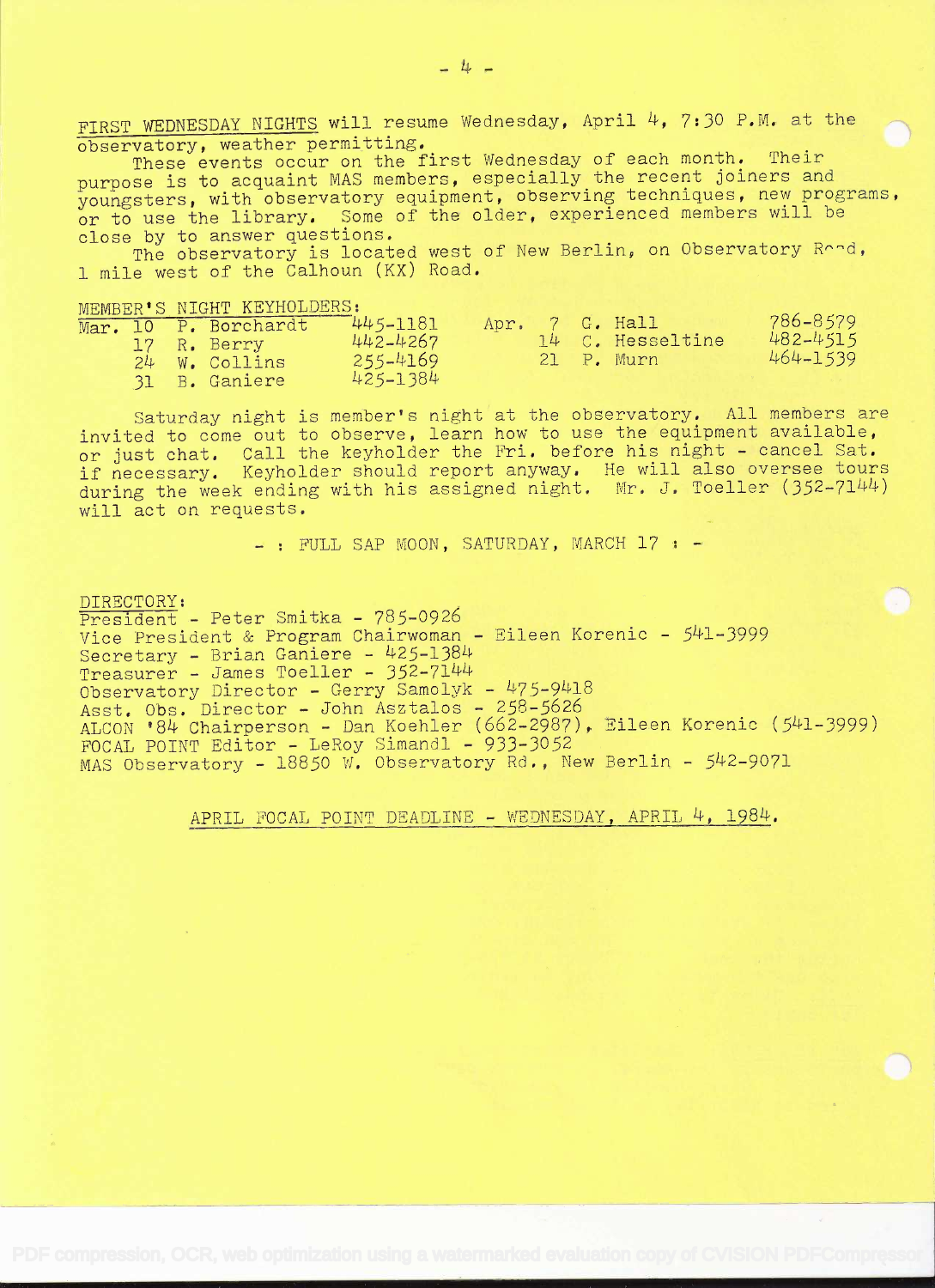FIRST WEDNESDAY NIGHTS will resume Wednesday, April 4, 7:30 P.M. at the observatory, weather permitting.

These events occur on the first Wednesday of each month. Their purpose is to acquaint MAS members, especially the recent joiners and youngsters, with observatory equipment, observing techniques, new programs, or to use the library. Some of the older, experienced members will be close by to answer questions.

The observatory is located west of New Berlin, on Observatory Road, 1 mile west of the Calhoun (KX) Road.

MEMBER'S NIGHT KEYHOLDERS:

| | | | | | | |
|---|---|---|---|---|---|---|
| Mar. | 10 | P. Borchardt | 445-1181 | Apr. 7 | C. Hall | 786-8579 |
| | 17 | R. Berry | 442-4267 | 14 | C. Hesseltine | 482-4515 |
| | 24 | W. Collins | 255-4169 | 21 | P. Murn | 464-1539 |
| | 31 | B. Ganiere | 425-1384 | | | |

Saturday night is member's night at the observatory. All members are invited to come out to observe, learn how to use the equipment available, or just chat. Call the keyholder the Fri. before his night - cancel Sat. if necessary. Keyholder should report anyway. He will also oversee tours during the week ending with his assigned night. Mr. J. Toeller (352-7144) will act on requests.

- : FULL SAP MOON, SATURDAY, MARCH 17 : -

DIRECTORY:

President - Peter Smitka - 785-0926
Vice President & Program Chairwoman - Eileen Korenic - 541-3999
Secretary - Brian Ganiere - 425-1384
Treasurer - James Toeller - 352-7144
Observatory Director - Gerry Samolyk - 475-9418
Asst. Obs. Director - John Asztalos - 258-5626
ALCON '84 Chairperson - Dan Koehler (662-2987), Eileen Korenic (541-3999)
FOCAL POINT Editor - LeRoy Simandl - 933-3052
MAS Observatory - 18850 W. Observatory Rd., New Berlin - 542-9071

APRIL FOCAL POINT DEADLINE - WEDNESDAY, APRIL 4, 1984.